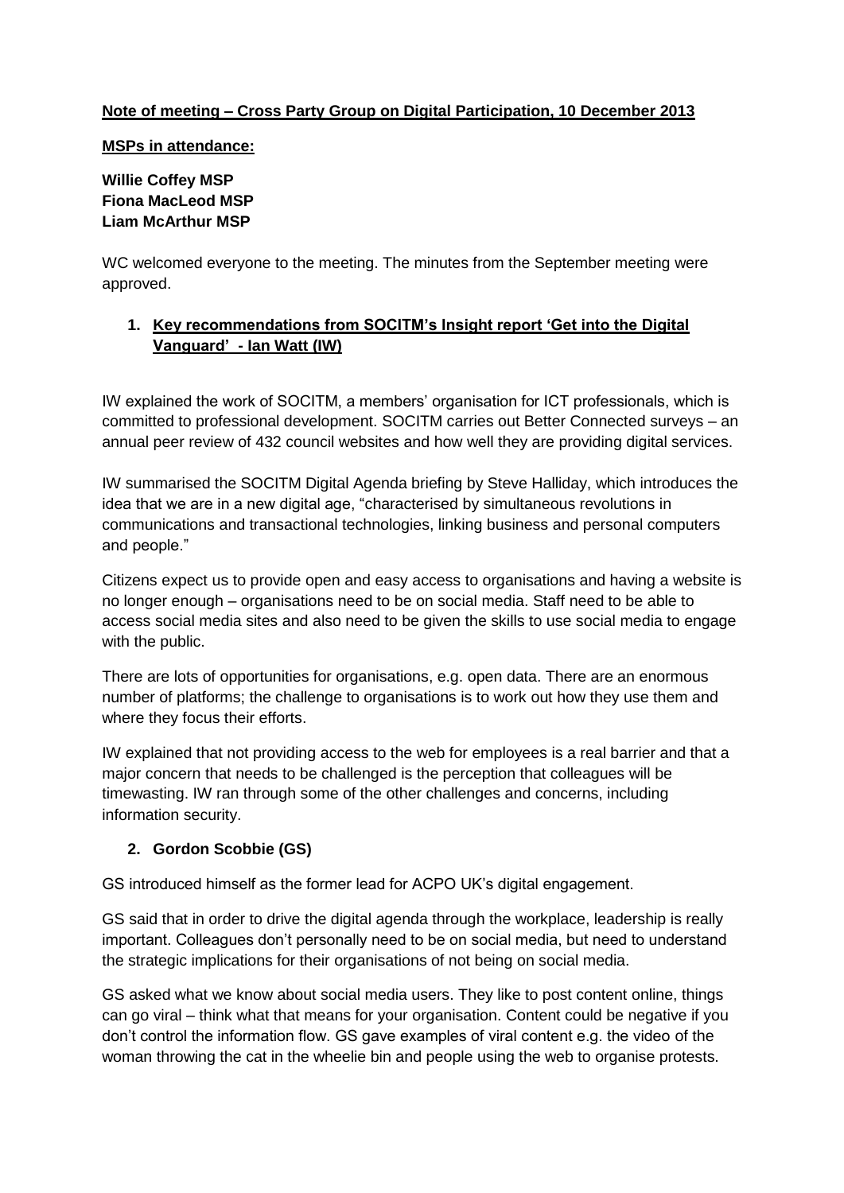**Note of meeting – Cross Party Group on Digital Participation, 10 December 2013**

**MSPs in attendance:**

**Willie Coffey MSP**
**Fiona MacLeod MSP**
**Liam McArthur MSP**

WC welcomed everyone to the meeting. The minutes from the September meeting were approved.

1. **Key recommendations from SOCITM's Insight report 'Get into the Digital Vanguard' - Ian Watt (IW)**

IW explained the work of SOCITM, a members' organisation for ICT professionals, which is committed to professional development. SOCITM carries out Better Connected surveys – an annual peer review of 432 council websites and how well they are providing digital services.

IW summarised the SOCITM Digital Agenda briefing by Steve Halliday, which introduces the idea that we are in a new digital age, "characterised by simultaneous revolutions in communications and transactional technologies, linking business and personal computers and people."

Citizens expect us to provide open and easy access to organisations and having a website is no longer enough – organisations need to be on social media. Staff need to be able to access social media sites and also need to be given the skills to use social media to engage with the public.

There are lots of opportunities for organisations, e.g. open data. There are an enormous number of platforms; the challenge to organisations is to work out how they use them and where they focus their efforts.

IW explained that not providing access to the web for employees is a real barrier and that a major concern that needs to be challenged is the perception that colleagues will be timewasting. IW ran through some of the other challenges and concerns, including information security.

2. **Gordon Scobbie (GS)**

GS introduced himself as the former lead for ACPO UK's digital engagement.

GS said that in order to drive the digital agenda through the workplace, leadership is really important. Colleagues don't personally need to be on social media, but need to understand the strategic implications for their organisations of not being on social media.

GS asked what we know about social media users. They like to post content online, things can go viral – think what that means for your organisation. Content could be negative if you don't control the information flow. GS gave examples of viral content e.g. the video of the woman throwing the cat in the wheelie bin and people using the web to organise protests.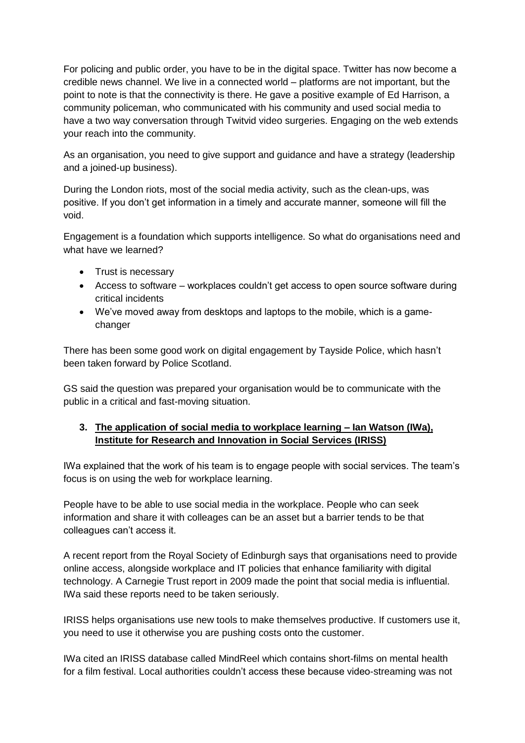For policing and public order, you have to be in the digital space. Twitter has now become a credible news channel. We live in a connected world – platforms are not important, but the point to note is that the connectivity is there. He gave a positive example of Ed Harrison, a community policeman, who communicated with his community and used social media to have a two way conversation through Twitvid video surgeries. Engaging on the web extends your reach into the community.

As an organisation, you need to give support and guidance and have a strategy (leadership and a joined-up business).

During the London riots, most of the social media activity, such as the clean-ups, was positive. If you don't get information in a timely and accurate manner, someone will fill the void.

Engagement is a foundation which supports intelligence. So what do organisations need and what have we learned?

- Trust is necessary
- Access to software – workplaces couldn't get access to open source software during critical incidents
- We've moved away from desktops and laptops to the mobile, which is a game-changer

There has been some good work on digital engagement by Tayside Police, which hasn't been taken forward by Police Scotland.

GS said the question was prepared your organisation would be to communicate with the public in a critical and fast-moving situation.

### 3. The application of social media to workplace learning – Ian Watson (IWa), Institute for Research and Innovation in Social Services (IRISS)

IWa explained that the work of his team is to engage people with social services. The team's focus is on using the web for workplace learning.

People have to be able to use social media in the workplace. People who can seek information and share it with colleages can be an asset but a barrier tends to be that colleagues can't access it.

A recent report from the Royal Society of Edinburgh says that organisations need to provide online access, alongside workplace and IT policies that enhance familiarity with digital technology. A Carnegie Trust report in 2009 made the point that social media is influential. IWa said these reports need to be taken seriously.

IRISS helps organisations use new tools to make themselves productive. If customers use it, you need to use it otherwise you are pushing costs onto the customer.

IWa cited an IRISS database called MindReel which contains short-films on mental health for a film festival. Local authorities couldn't access these because video-streaming was not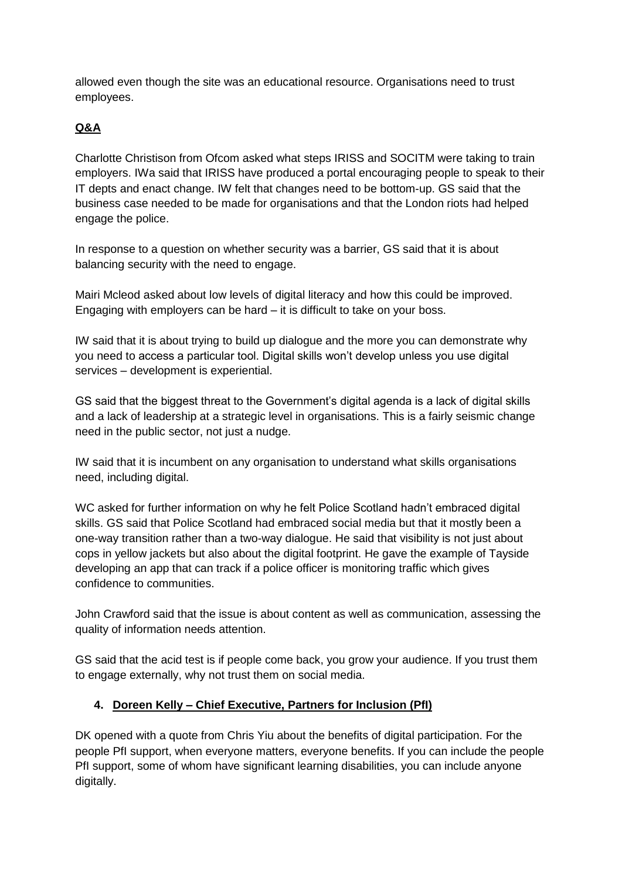allowed even though the site was an educational resource. Organisations need to trust employees.

**Q&A**

Charlotte Christison from Ofcom asked what steps IRISS and SOCITM were taking to train employers. IWa said that IRISS have produced a portal encouraging people to speak to their IT depts and enact change. IW felt that changes need to be bottom-up. GS said that the business case needed to be made for organisations and that the London riots had helped engage the police.

In response to a question on whether security was a barrier, GS said that it is about balancing security with the need to engage.

Mairi Mcleod asked about low levels of digital literacy and how this could be improved. Engaging with employers can be hard – it is difficult to take on your boss.

IW said that it is about trying to build up dialogue and the more you can demonstrate why you need to access a particular tool. Digital skills won't develop unless you use digital services – development is experiential.

GS said that the biggest threat to the Government's digital agenda is a lack of digital skills and a lack of leadership at a strategic level in organisations. This is a fairly seismic change need in the public sector, not just a nudge.

IW said that it is incumbent on any organisation to understand what skills organisations need, including digital.

WC asked for further information on why he felt Police Scotland hadn't embraced digital skills. GS said that Police Scotland had embraced social media but that it mostly been a one-way transition rather than a two-way dialogue. He said that visibility is not just about cops in yellow jackets but also about the digital footprint. He gave the example of Tayside developing an app that can track if a police officer is monitoring traffic which gives confidence to communities.

John Crawford said that the issue is about content as well as communication, assessing the quality of information needs attention.

GS said that the acid test is if people come back, you grow your audience. If you trust them to engage externally, why not trust them on social media.

4. **Doreen Kelly – Chief Executive, Partners for Inclusion (PfI)**

DK opened with a quote from Chris Yiu about the benefits of digital participation. For the people PfI support, when everyone matters, everyone benefits. If you can include the people PfI support, some of whom have significant learning disabilities, you can include anyone digitally.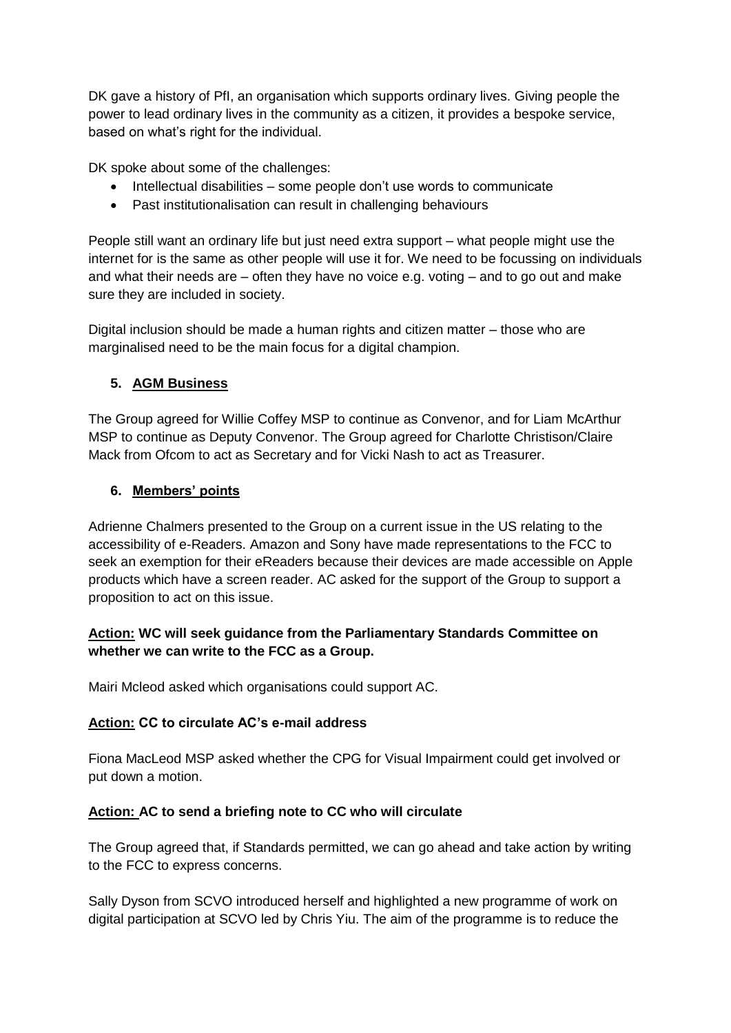DK gave a history of PfI, an organisation which supports ordinary lives. Giving people the power to lead ordinary lives in the community as a citizen, it provides a bespoke service, based on what's right for the individual.

DK spoke about some of the challenges:

- Intellectual disabilities – some people don't use words to communicate
- Past institutionalisation can result in challenging behaviours

People still want an ordinary life but just need extra support – what people might use the internet for is the same as other people will use it for. We need to be focussing on individuals and what their needs are – often they have no voice e.g. voting – and to go out and make sure they are included in society.

Digital inclusion should be made a human rights and citizen matter – those who are marginalised need to be the main focus for a digital champion.

## 5. AGM Business

The Group agreed for Willie Coffey MSP to continue as Convenor, and for Liam McArthur MSP to continue as Deputy Convenor. The Group agreed for Charlotte Christison/Claire Mack from Ofcom to act as Secretary and for Vicki Nash to act as Treasurer.

## 6. Members' points

Adrienne Chalmers presented to the Group on a current issue in the US relating to the accessibility of e-Readers. Amazon and Sony have made representations to the FCC to seek an exemption for their eReaders because their devices are made accessible on Apple products which have a screen reader. AC asked for the support of the Group to support a proposition to act on this issue.

**Action: WC will seek guidance from the Parliamentary Standards Committee on whether we can write to the FCC as a Group.**

Mairi Mcleod asked which organisations could support AC.

**Action: CC to circulate AC's e-mail address**

Fiona MacLeod MSP asked whether the CPG for Visual Impairment could get involved or put down a motion.

**Action: AC to send a briefing note to CC who will circulate**

The Group agreed that, if Standards permitted, we can go ahead and take action by writing to the FCC to express concerns.

Sally Dyson from SCVO introduced herself and highlighted a new programme of work on digital participation at SCVO led by Chris Yiu. The aim of the programme is to reduce the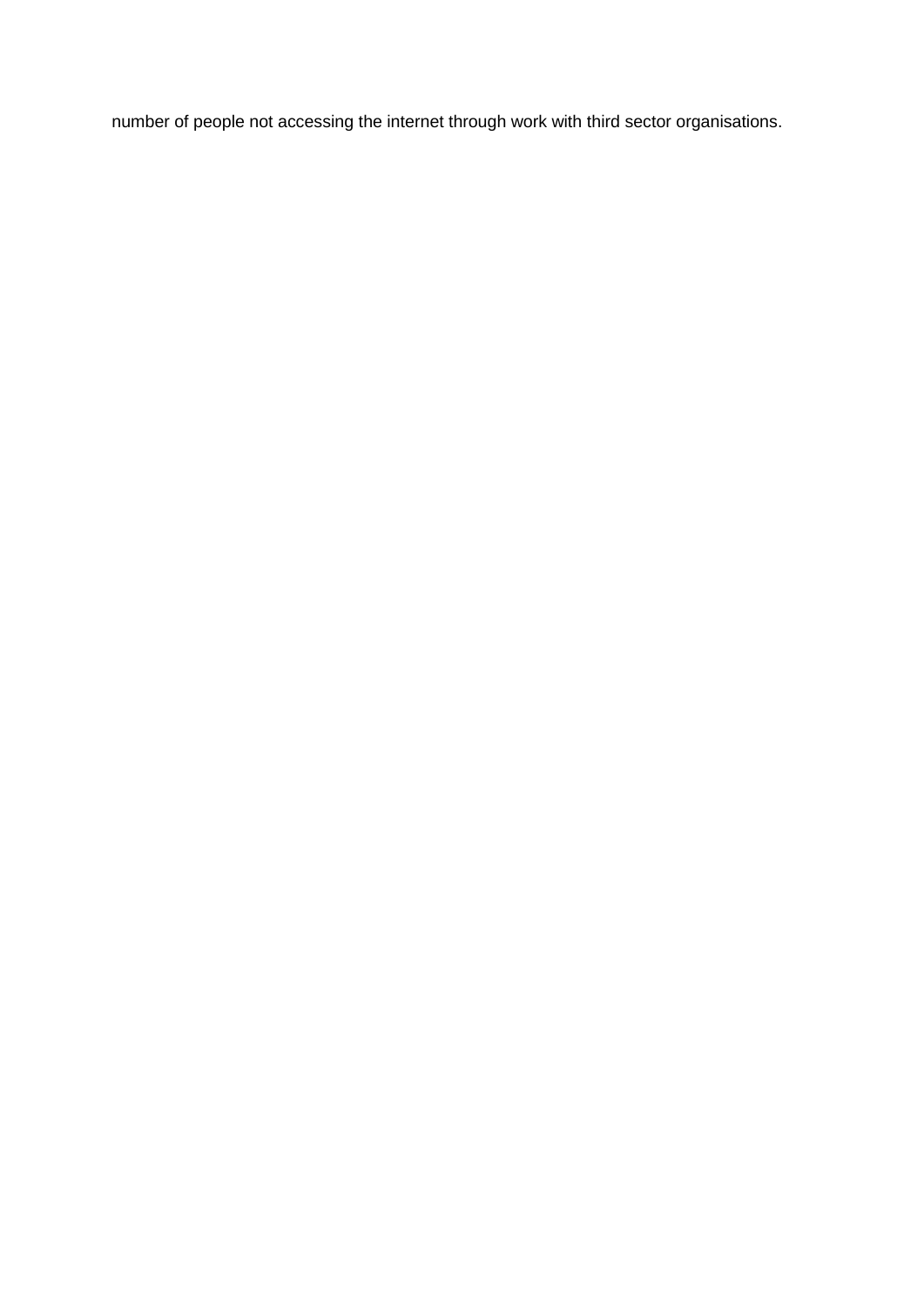number of people not accessing the internet through work with third sector organisations.